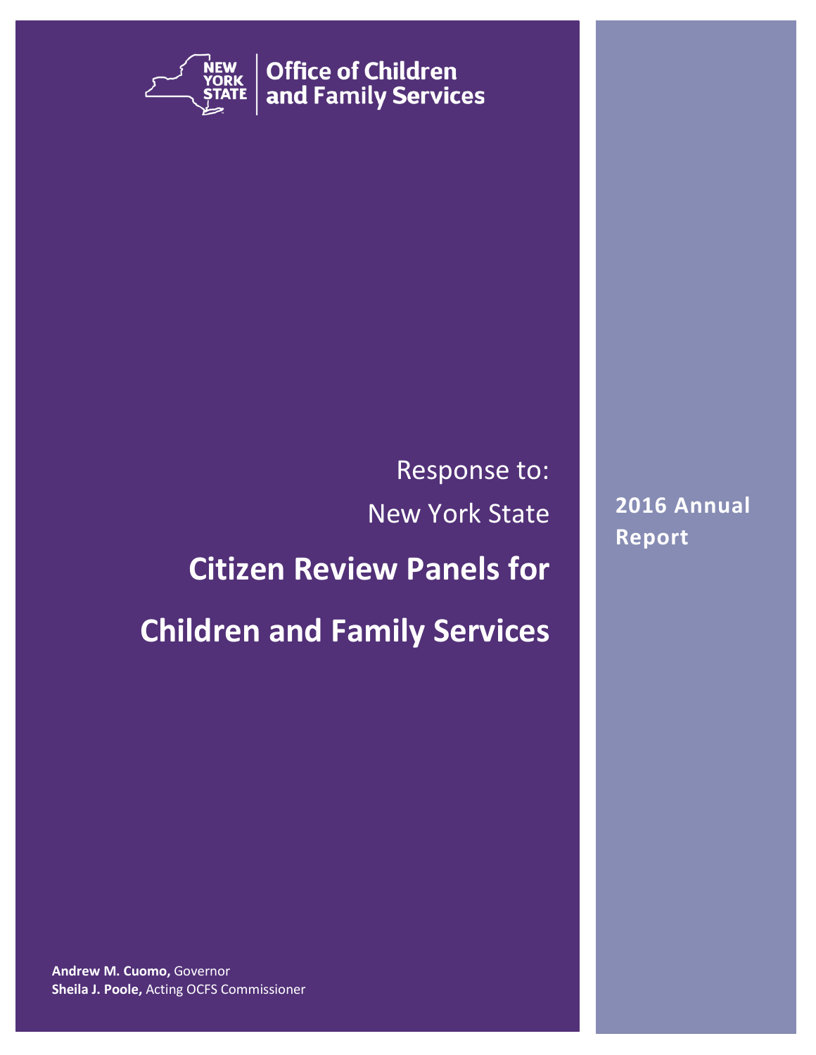**New York State Office of Children and Family Services**

Response to:

New York State

# Citizen Review Panels for Children and Family Services

**2016 Annual Report**

**Andrew M. Cuomo,** Governor
**Sheila J. Poole,** Acting OCFS Commissioner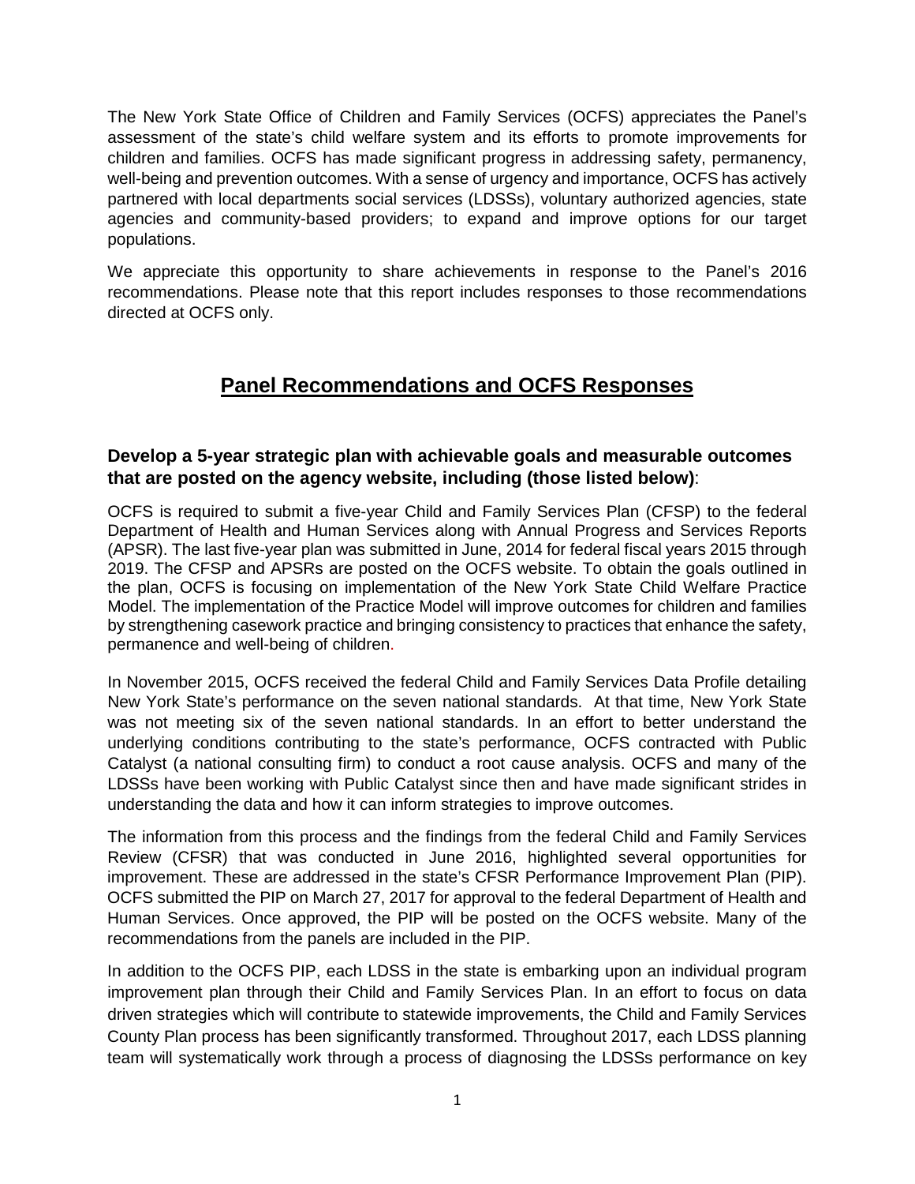The New York State Office of Children and Family Services (OCFS) appreciates the Panel's assessment of the state's child welfare system and its efforts to promote improvements for children and families. OCFS has made significant progress in addressing safety, permanency, well-being and prevention outcomes. With a sense of urgency and importance, OCFS has actively partnered with local departments social services (LDSSs), voluntary authorized agencies, state agencies and community-based providers; to expand and improve options for our target populations.

We appreciate this opportunity to share achievements in response to the Panel's 2016 recommendations. Please note that this report includes responses to those recommendations directed at OCFS only.

## Panel Recommendations and OCFS Responses

### Develop a 5-year strategic plan with achievable goals and measurable outcomes that are posted on the agency website, including (those listed below):

OCFS is required to submit a five-year Child and Family Services Plan (CFSP) to the federal Department of Health and Human Services along with Annual Progress and Services Reports (APSR). The last five-year plan was submitted in June, 2014 for federal fiscal years 2015 through 2019. The CFSP and APSRs are posted on the OCFS website. To obtain the goals outlined in the plan, OCFS is focusing on implementation of the New York State Child Welfare Practice Model. The implementation of the Practice Model will improve outcomes for children and families by strengthening casework practice and bringing consistency to practices that enhance the safety, permanence and well-being of children.

In November 2015, OCFS received the federal Child and Family Services Data Profile detailing New York State's performance on the seven national standards. At that time, New York State was not meeting six of the seven national standards. In an effort to better understand the underlying conditions contributing to the state's performance, OCFS contracted with Public Catalyst (a national consulting firm) to conduct a root cause analysis. OCFS and many of the LDSSs have been working with Public Catalyst since then and have made significant strides in understanding the data and how it can inform strategies to improve outcomes.

The information from this process and the findings from the federal Child and Family Services Review (CFSR) that was conducted in June 2016, highlighted several opportunities for improvement. These are addressed in the state's CFSR Performance Improvement Plan (PIP). OCFS submitted the PIP on March 27, 2017 for approval to the federal Department of Health and Human Services. Once approved, the PIP will be posted on the OCFS website. Many of the recommendations from the panels are included in the PIP.

In addition to the OCFS PIP, each LDSS in the state is embarking upon an individual program improvement plan through their Child and Family Services Plan. In an effort to focus on data driven strategies which will contribute to statewide improvements, the Child and Family Services County Plan process has been significantly transformed. Throughout 2017, each LDSS planning team will systematically work through a process of diagnosing the LDSSs performance on key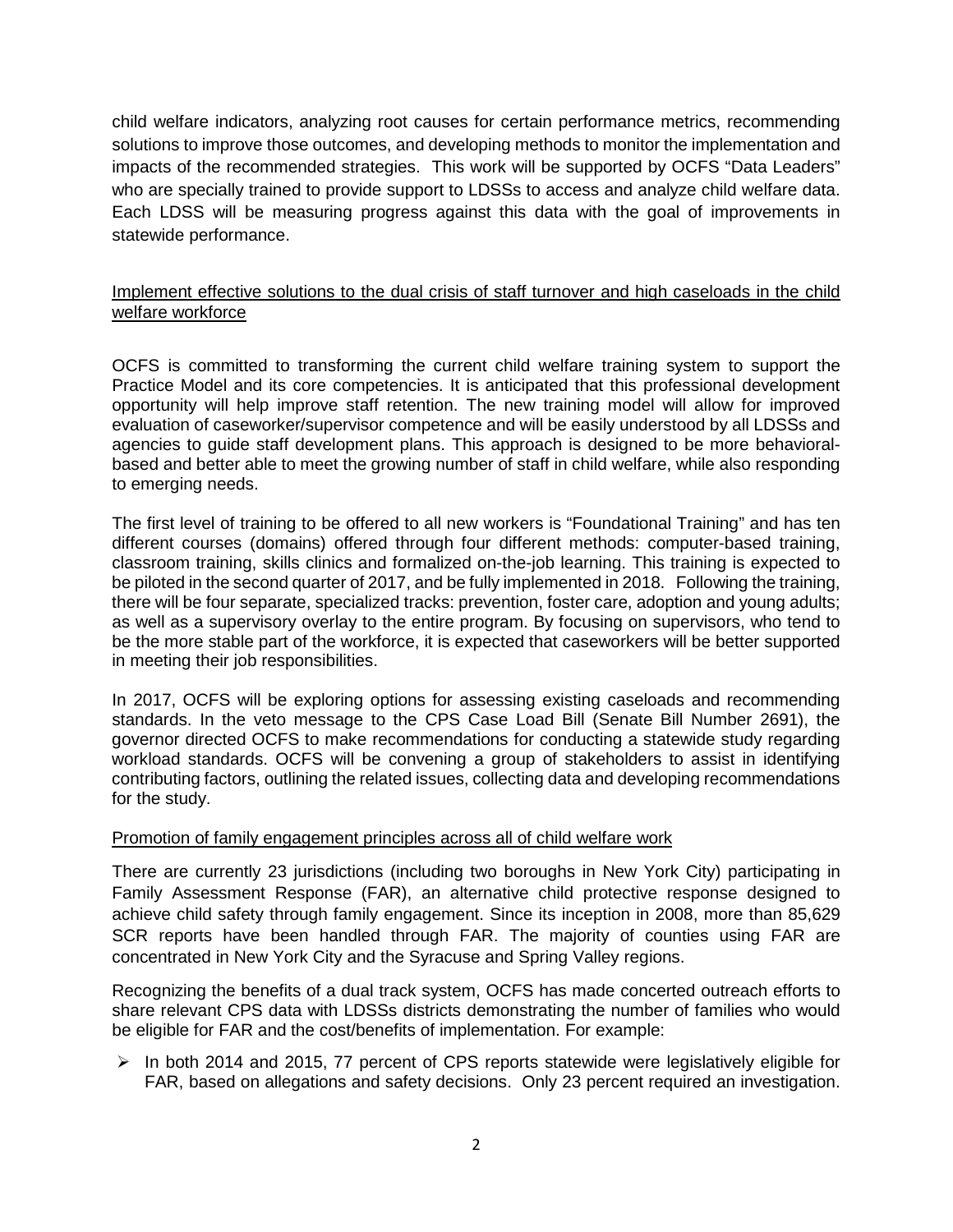child welfare indicators, analyzing root causes for certain performance metrics, recommending solutions to improve those outcomes, and developing methods to monitor the implementation and impacts of the recommended strategies. This work will be supported by OCFS "Data Leaders" who are specially trained to provide support to LDSSs to access and analyze child welfare data. Each LDSS will be measuring progress against this data with the goal of improvements in statewide performance.

<u>Implement effective solutions to the dual crisis of staff turnover and high caseloads in the child welfare workforce</u>

OCFS is committed to transforming the current child welfare training system to support the Practice Model and its core competencies. It is anticipated that this professional development opportunity will help improve staff retention. The new training model will allow for improved evaluation of caseworker/supervisor competence and will be easily understood by all LDSSs and agencies to guide staff development plans. This approach is designed to be more behavioral-based and better able to meet the growing number of staff in child welfare, while also responding to emerging needs.

The first level of training to be offered to all new workers is "Foundational Training" and has ten different courses (domains) offered through four different methods: computer-based training, classroom training, skills clinics and formalized on-the-job learning. This training is expected to be piloted in the second quarter of 2017, and be fully implemented in 2018. Following the training, there will be four separate, specialized tracks: prevention, foster care, adoption and young adults; as well as a supervisory overlay to the entire program. By focusing on supervisors, who tend to be the more stable part of the workforce, it is expected that caseworkers will be better supported in meeting their job responsibilities.

In 2017, OCFS will be exploring options for assessing existing caseloads and recommending standards. In the veto message to the CPS Case Load Bill (Senate Bill Number 2691), the governor directed OCFS to make recommendations for conducting a statewide study regarding workload standards. OCFS will be convening a group of stakeholders to assist in identifying contributing factors, outlining the related issues, collecting data and developing recommendations for the study.

<u>Promotion of family engagement principles across all of child welfare work</u>

There are currently 23 jurisdictions (including two boroughs in New York City) participating in Family Assessment Response (FAR), an alternative child protective response designed to achieve child safety through family engagement. Since its inception in 2008, more than 85,629 SCR reports have been handled through FAR. The majority of counties using FAR are concentrated in New York City and the Syracuse and Spring Valley regions.

Recognizing the benefits of a dual track system, OCFS has made concerted outreach efforts to share relevant CPS data with LDSSs districts demonstrating the number of families who would be eligible for FAR and the cost/benefits of implementation. For example:

- In both 2014 and 2015, 77 percent of CPS reports statewide were legislatively eligible for FAR, based on allegations and safety decisions. Only 23 percent required an investigation.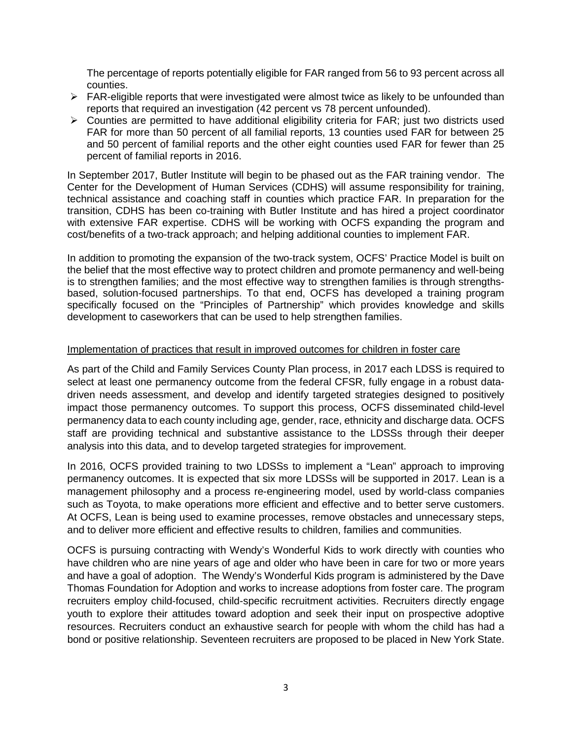The percentage of reports potentially eligible for FAR ranged from 56 to 93 percent across all counties.

- FAR-eligible reports that were investigated were almost twice as likely to be unfounded than reports that required an investigation (42 percent vs 78 percent unfounded).
- Counties are permitted to have additional eligibility criteria for FAR; just two districts used FAR for more than 50 percent of all familial reports, 13 counties used FAR for between 25 and 50 percent of familial reports and the other eight counties used FAR for fewer than 25 percent of familial reports in 2016.

In September 2017, Butler Institute will begin to be phased out as the FAR training vendor. The Center for the Development of Human Services (CDHS) will assume responsibility for training, technical assistance and coaching staff in counties which practice FAR. In preparation for the transition, CDHS has been co-training with Butler Institute and has hired a project coordinator with extensive FAR expertise. CDHS will be working with OCFS expanding the program and cost/benefits of a two-track approach; and helping additional counties to implement FAR.

In addition to promoting the expansion of the two-track system, OCFS' Practice Model is built on the belief that the most effective way to protect children and promote permanency and well-being is to strengthen families; and the most effective way to strengthen families is through strengths-based, solution-focused partnerships. To that end, OCFS has developed a training program specifically focused on the "Principles of Partnership" which provides knowledge and skills development to caseworkers that can be used to help strengthen families.

<u>Implementation of practices that result in improved outcomes for children in foster care</u>

As part of the Child and Family Services County Plan process, in 2017 each LDSS is required to select at least one permanency outcome from the federal CFSR, fully engage in a robust data-driven needs assessment, and develop and identify targeted strategies designed to positively impact those permanency outcomes. To support this process, OCFS disseminated child-level permanency data to each county including age, gender, race, ethnicity and discharge data. OCFS staff are providing technical and substantive assistance to the LDSSs through their deeper analysis into this data, and to develop targeted strategies for improvement.

In 2016, OCFS provided training to two LDSSs to implement a "Lean" approach to improving permanency outcomes. It is expected that six more LDSSs will be supported in 2017. Lean is a management philosophy and a process re-engineering model, used by world-class companies such as Toyota, to make operations more efficient and effective and to better serve customers. At OCFS, Lean is being used to examine processes, remove obstacles and unnecessary steps, and to deliver more efficient and effective results to children, families and communities.

OCFS is pursuing contracting with Wendy's Wonderful Kids to work directly with counties who have children who are nine years of age and older who have been in care for two or more years and have a goal of adoption. The Wendy's Wonderful Kids program is administered by the Dave Thomas Foundation for Adoption and works to increase adoptions from foster care. The program recruiters employ child-focused, child-specific recruitment activities. Recruiters directly engage youth to explore their attitudes toward adoption and seek their input on prospective adoptive resources. Recruiters conduct an exhaustive search for people with whom the child has had a bond or positive relationship. Seventeen recruiters are proposed to be placed in New York State.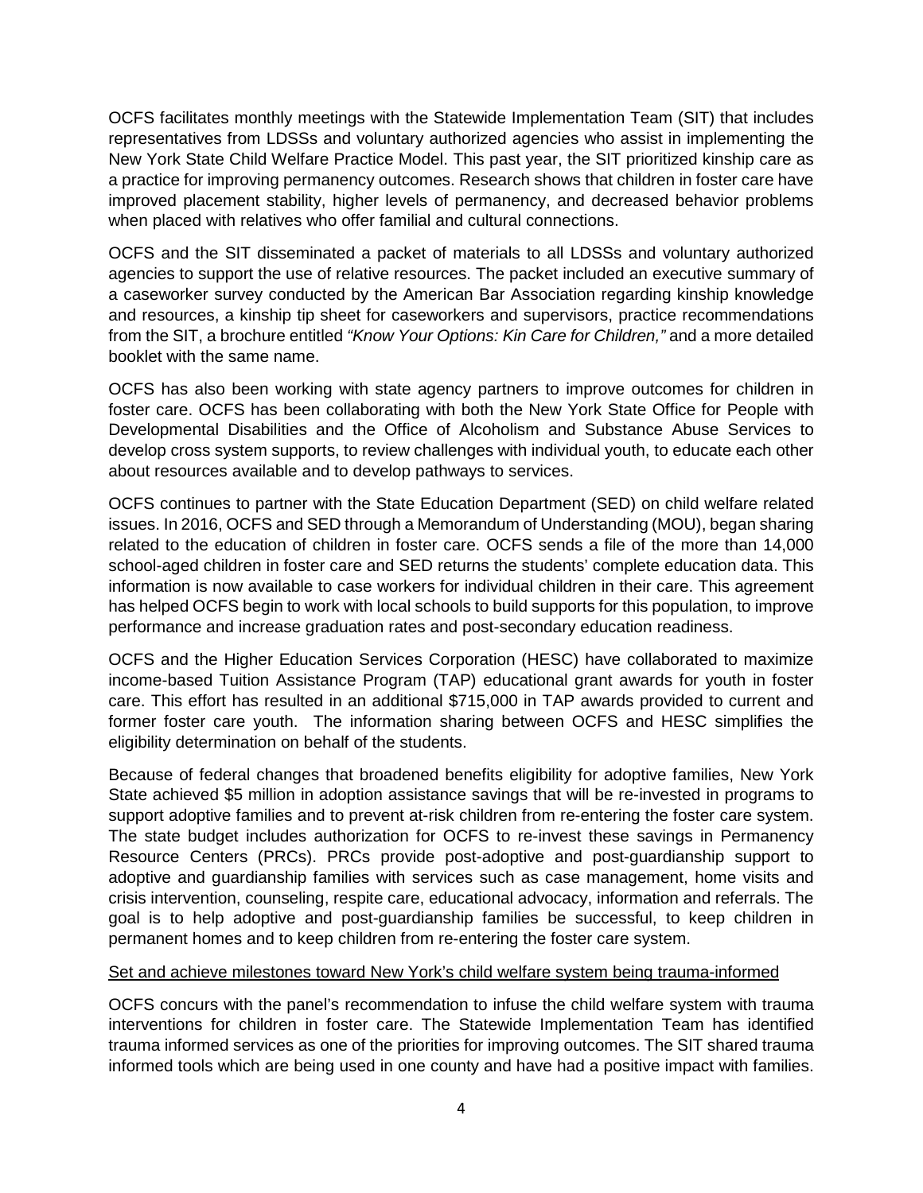OCFS facilitates monthly meetings with the Statewide Implementation Team (SIT) that includes representatives from LDSSs and voluntary authorized agencies who assist in implementing the New York State Child Welfare Practice Model. This past year, the SIT prioritized kinship care as a practice for improving permanency outcomes. Research shows that children in foster care have improved placement stability, higher levels of permanency, and decreased behavior problems when placed with relatives who offer familial and cultural connections.

OCFS and the SIT disseminated a packet of materials to all LDSSs and voluntary authorized agencies to support the use of relative resources. The packet included an executive summary of a caseworker survey conducted by the American Bar Association regarding kinship knowledge and resources, a kinship tip sheet for caseworkers and supervisors, practice recommendations from the SIT, a brochure entitled *"Know Your Options: Kin Care for Children,"* and a more detailed booklet with the same name.

OCFS has also been working with state agency partners to improve outcomes for children in foster care. OCFS has been collaborating with both the New York State Office for People with Developmental Disabilities and the Office of Alcoholism and Substance Abuse Services to develop cross system supports, to review challenges with individual youth, to educate each other about resources available and to develop pathways to services.

OCFS continues to partner with the State Education Department (SED) on child welfare related issues. In 2016, OCFS and SED through a Memorandum of Understanding (MOU), began sharing related to the education of children in foster care. OCFS sends a file of the more than 14,000 school-aged children in foster care and SED returns the students' complete education data. This information is now available to case workers for individual children in their care. This agreement has helped OCFS begin to work with local schools to build supports for this population, to improve performance and increase graduation rates and post-secondary education readiness.

OCFS and the Higher Education Services Corporation (HESC) have collaborated to maximize income-based Tuition Assistance Program (TAP) educational grant awards for youth in foster care. This effort has resulted in an additional $715,000 in TAP awards provided to current and former foster care youth. The information sharing between OCFS and HESC simplifies the eligibility determination on behalf of the students.

Because of federal changes that broadened benefits eligibility for adoptive families, New York State achieved $5 million in adoption assistance savings that will be re-invested in programs to support adoptive families and to prevent at-risk children from re-entering the foster care system. The state budget includes authorization for OCFS to re-invest these savings in Permanency Resource Centers (PRCs). PRCs provide post-adoptive and post-guardianship support to adoptive and guardianship families with services such as case management, home visits and crisis intervention, counseling, respite care, educational advocacy, information and referrals. The goal is to help adoptive and post-guardianship families be successful, to keep children in permanent homes and to keep children from re-entering the foster care system.

<u>Set and achieve milestones toward New York's child welfare system being trauma-informed</u>

OCFS concurs with the panel's recommendation to infuse the child welfare system with trauma interventions for children in foster care. The Statewide Implementation Team has identified trauma informed services as one of the priorities for improving outcomes. The SIT shared trauma informed tools which are being used in one county and have had a positive impact with families.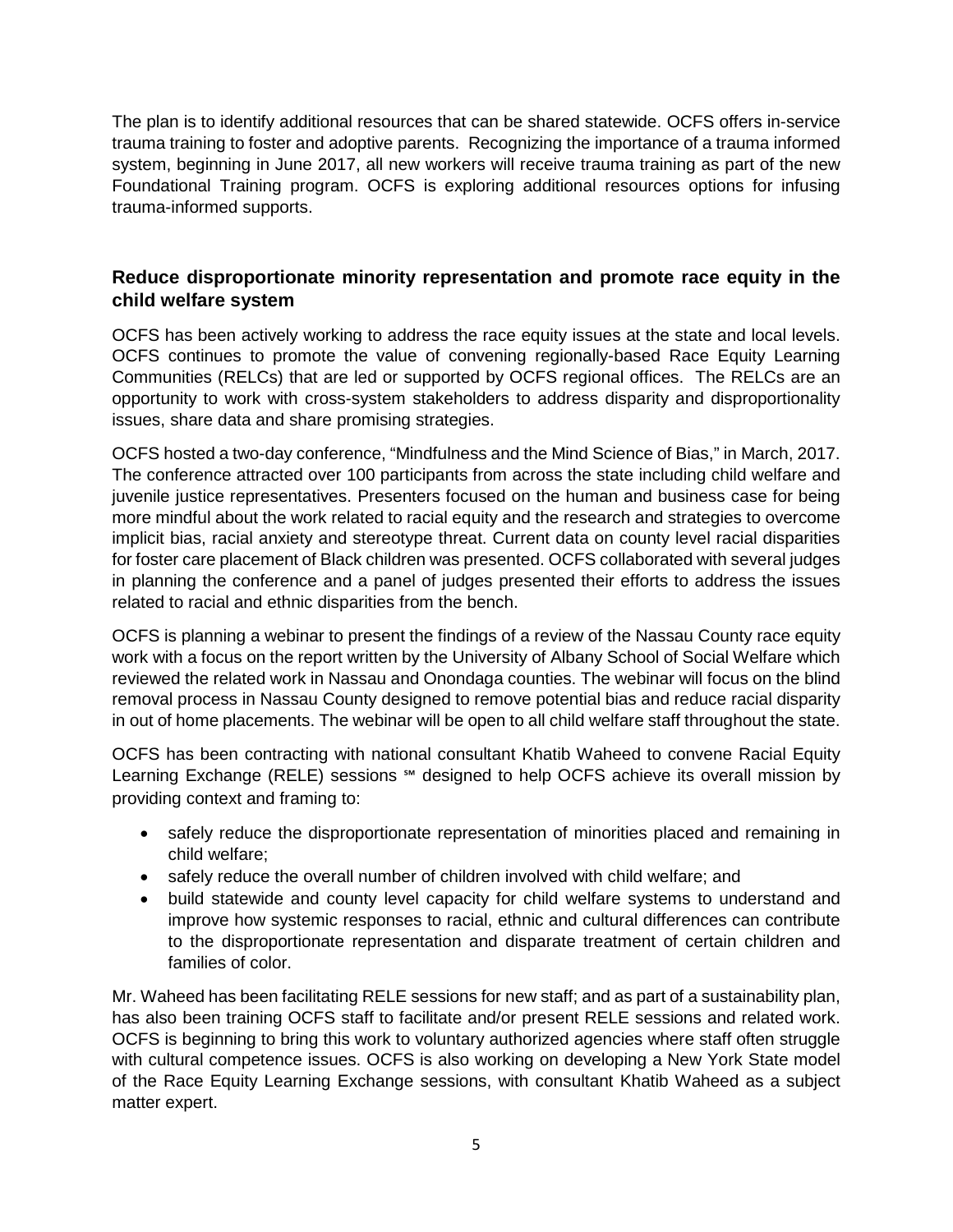The plan is to identify additional resources that can be shared statewide. OCFS offers in-service trauma training to foster and adoptive parents. Recognizing the importance of a trauma informed system, beginning in June 2017, all new workers will receive trauma training as part of the new Foundational Training program. OCFS is exploring additional resources options for infusing trauma-informed supports.

### Reduce disproportionate minority representation and promote race equity in the child welfare system

OCFS has been actively working to address the race equity issues at the state and local levels. OCFS continues to promote the value of convening regionally-based Race Equity Learning Communities (RELCs) that are led or supported by OCFS regional offices. The RELCs are an opportunity to work with cross-system stakeholders to address disparity and disproportionality issues, share data and share promising strategies.

OCFS hosted a two-day conference, "Mindfulness and the Mind Science of Bias," in March, 2017. The conference attracted over 100 participants from across the state including child welfare and juvenile justice representatives. Presenters focused on the human and business case for being more mindful about the work related to racial equity and the research and strategies to overcome implicit bias, racial anxiety and stereotype threat. Current data on county level racial disparities for foster care placement of Black children was presented. OCFS collaborated with several judges in planning the conference and a panel of judges presented their efforts to address the issues related to racial and ethnic disparities from the bench.

OCFS is planning a webinar to present the findings of a review of the Nassau County race equity work with a focus on the report written by the University of Albany School of Social Welfare which reviewed the related work in Nassau and Onondaga counties. The webinar will focus on the blind removal process in Nassau County designed to remove potential bias and reduce racial disparity in out of home placements. The webinar will be open to all child welfare staff throughout the state.

OCFS has been contracting with national consultant Khatib Waheed to convene Racial Equity Learning Exchange (RELE) sessions ℠ designed to help OCFS achieve its overall mission by providing context and framing to:

- safely reduce the disproportionate representation of minorities placed and remaining in child welfare;
- safely reduce the overall number of children involved with child welfare; and
- build statewide and county level capacity for child welfare systems to understand and improve how systemic responses to racial, ethnic and cultural differences can contribute to the disproportionate representation and disparate treatment of certain children and families of color.

Mr. Waheed has been facilitating RELE sessions for new staff; and as part of a sustainability plan, has also been training OCFS staff to facilitate and/or present RELE sessions and related work. OCFS is beginning to bring this work to voluntary authorized agencies where staff often struggle with cultural competence issues. OCFS is also working on developing a New York State model of the Race Equity Learning Exchange sessions, with consultant Khatib Waheed as a subject matter expert.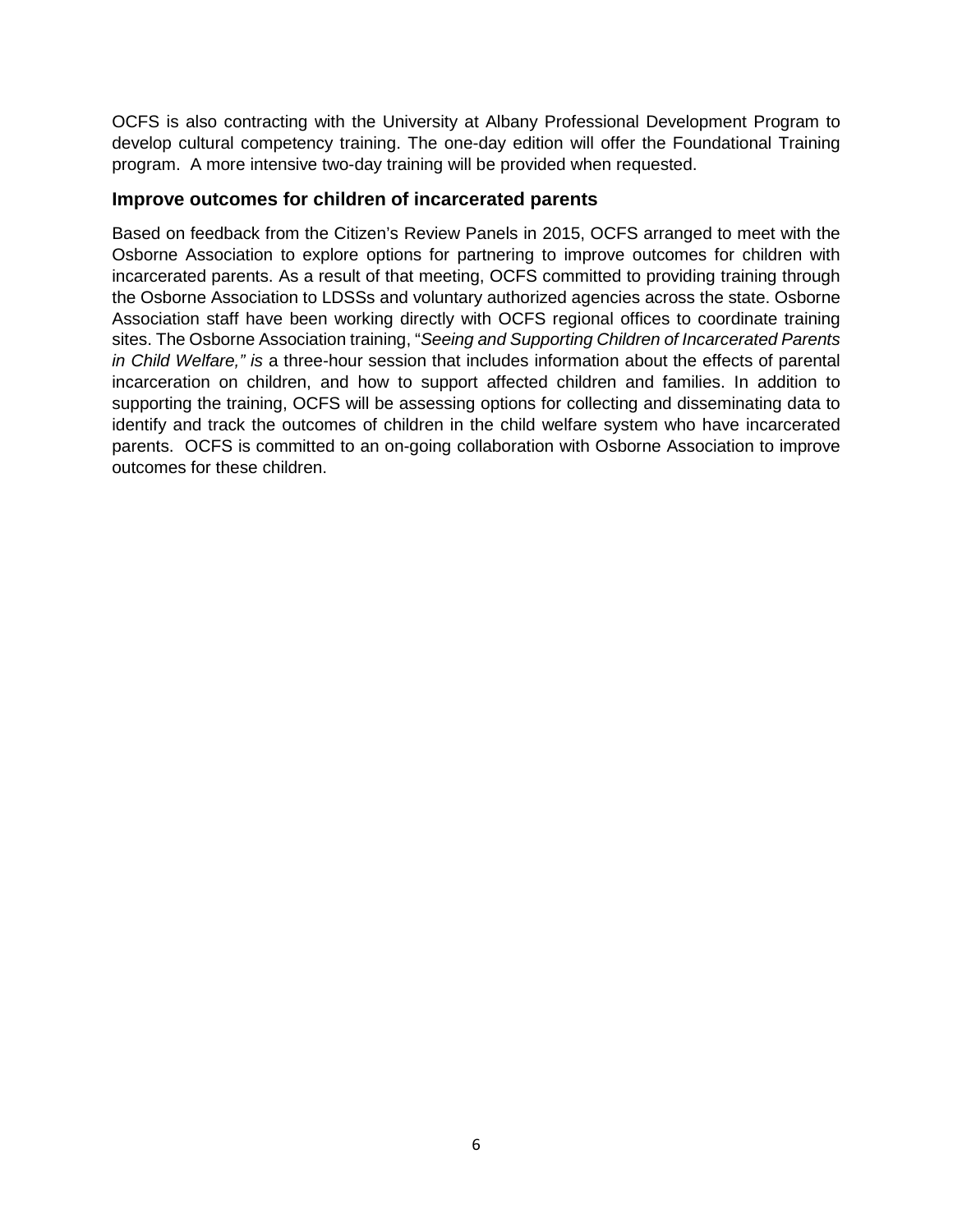OCFS is also contracting with the University at Albany Professional Development Program to develop cultural competency training. The one-day edition will offer the Foundational Training program. A more intensive two-day training will be provided when requested.

### Improve outcomes for children of incarcerated parents

Based on feedback from the Citizen's Review Panels in 2015, OCFS arranged to meet with the Osborne Association to explore options for partnering to improve outcomes for children with incarcerated parents. As a result of that meeting, OCFS committed to providing training through the Osborne Association to LDSSs and voluntary authorized agencies across the state. Osborne Association staff have been working directly with OCFS regional offices to coordinate training sites. The Osborne Association training, "*Seeing and Supporting Children of Incarcerated Parents in Child Welfare," is* a three-hour session that includes information about the effects of parental incarceration on children, and how to support affected children and families. In addition to supporting the training, OCFS will be assessing options for collecting and disseminating data to identify and track the outcomes of children in the child welfare system who have incarcerated parents. OCFS is committed to an on-going collaboration with Osborne Association to improve outcomes for these children.